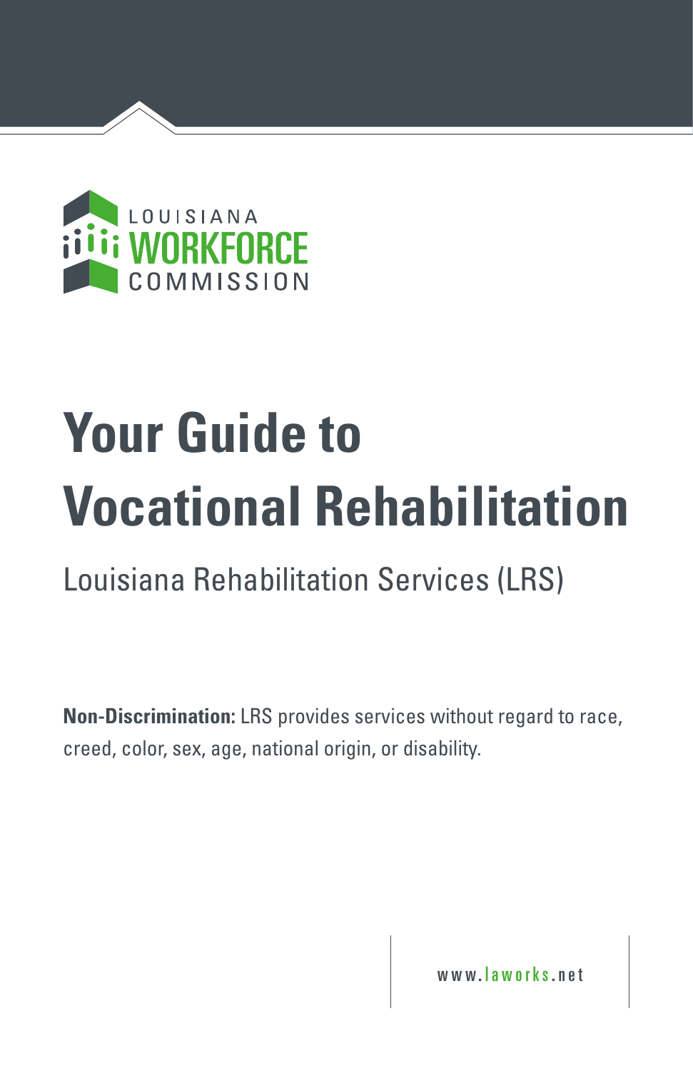LOUISIANA WORKFORCE COMMISSION

# Your Guide to Vocational Rehabilitation

## Louisiana Rehabilitation Services (LRS)

**Non-Discrimination:** LRS provides services without regard to race, creed, color, sex, age, national origin, or disability.

www.laworks.net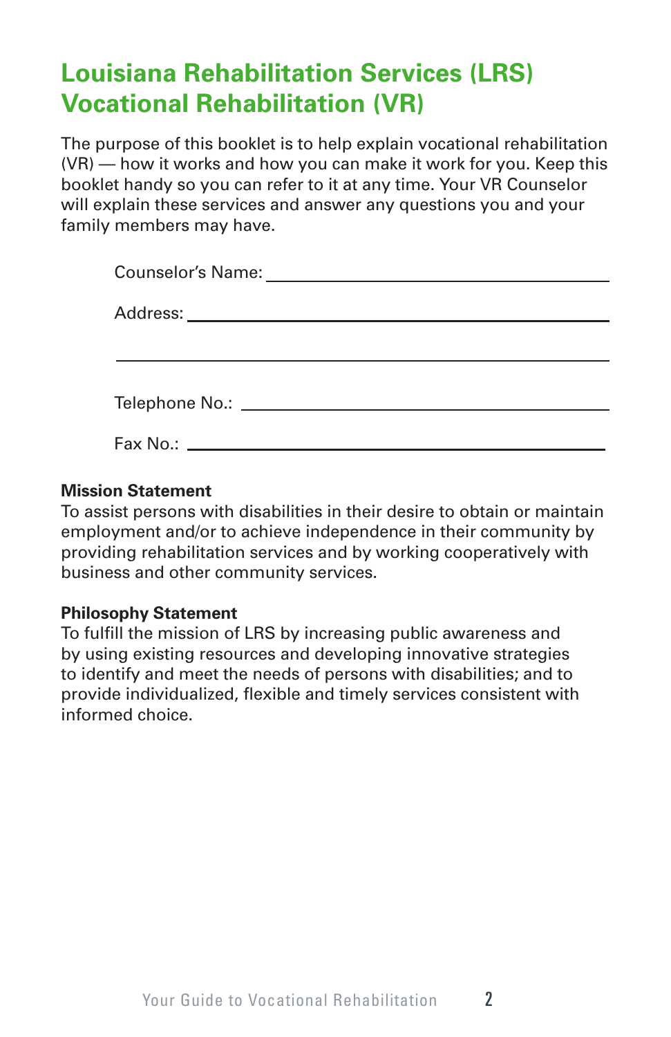# Louisiana Rehabilitation Services (LRS) Vocational Rehabilitation (VR)

The purpose of this booklet is to help explain vocational rehabilitation (VR) — how it works and how you can make it work for you. Keep this booklet handy so you can refer to it at any time. Your VR Counselor will explain these services and answer any questions you and your family members may have.

Counselor's Name: ______________________________

Address: ______________________________

______________________________

Telephone No.: ______________________________

Fax No.: ______________________________

**Mission Statement**
To assist persons with disabilities in their desire to obtain or maintain employment and/or to achieve independence in their community by providing rehabilitation services and by working cooperatively with business and other community services.

**Philosophy Statement**
To fulfill the mission of LRS by increasing public awareness and by using existing resources and developing innovative strategies to identify and meet the needs of persons with disabilities; and to provide individualized, flexible and timely services consistent with informed choice.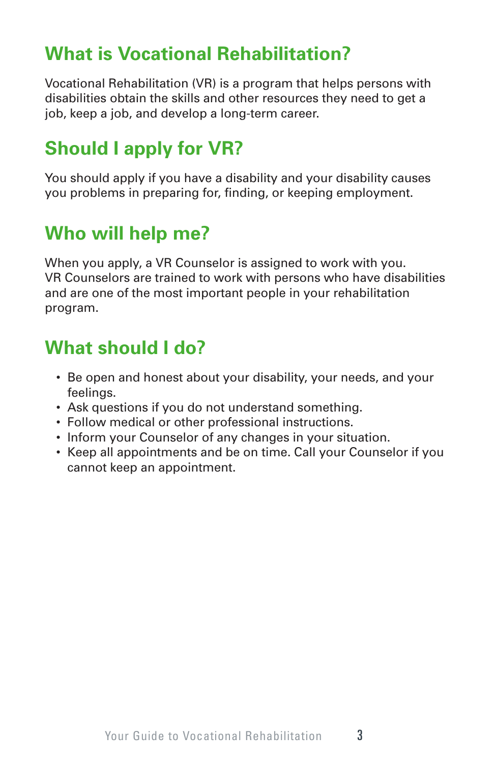## What is Vocational Rehabilitation?

Vocational Rehabilitation (VR) is a program that helps persons with disabilities obtain the skills and other resources they need to get a job, keep a job, and develop a long-term career.

## Should I apply for VR?

You should apply if you have a disability and your disability causes you problems in preparing for, finding, or keeping employment.

## Who will help me?

When you apply, a VR Counselor is assigned to work with you. VR Counselors are trained to work with persons who have disabilities and are one of the most important people in your rehabilitation program.

## What should I do?

- Be open and honest about your disability, your needs, and your feelings.
- Ask questions if you do not understand something.
- Follow medical or other professional instructions.
- Inform your Counselor of any changes in your situation.
- Keep all appointments and be on time. Call your Counselor if you cannot keep an appointment.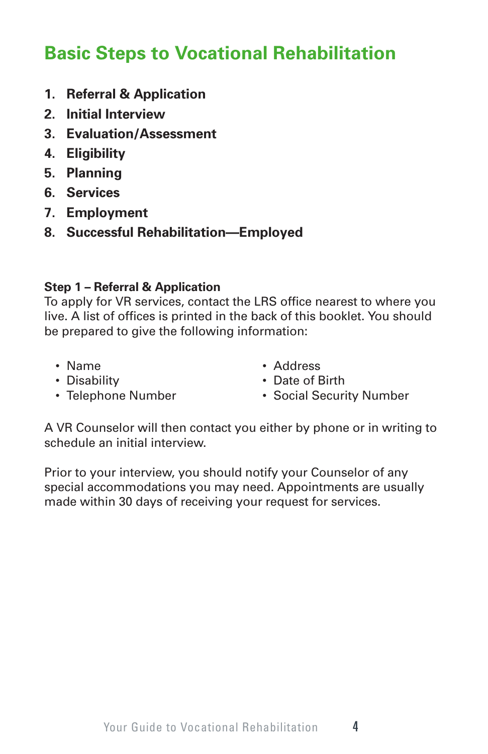## Basic Steps to Vocational Rehabilitation

1. **Referral & Application**
2. **Initial Interview**
3. **Evaluation/Assessment**
4. **Eligibility**
5. **Planning**
6. **Services**
7. **Employment**
8. **Successful Rehabilitation—Employed**

**Step 1 – Referral & Application**
To apply for VR services, contact the LRS office nearest to where you live. A list of offices is printed in the back of this booklet. You should be prepared to give the following information:

- Name
- Disability
- Telephone Number
- Address
- Date of Birth
- Social Security Number

A VR Counselor will then contact you either by phone or in writing to schedule an initial interview.

Prior to your interview, you should notify your Counselor of any special accommodations you may need. Appointments are usually made within 30 days of receiving your request for services.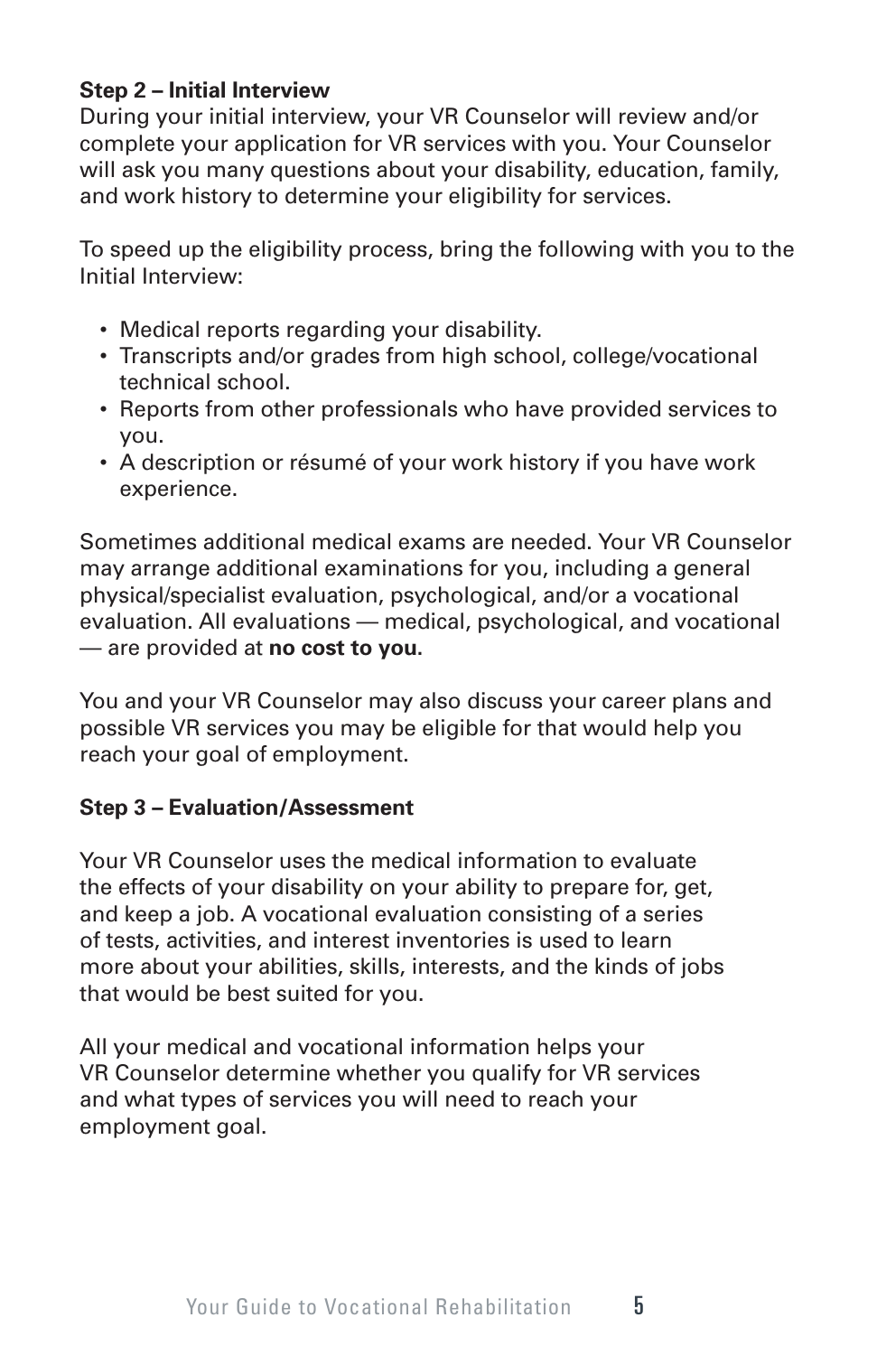**Step 2 – Initial Interview**

During your initial interview, your VR Counselor will review and/or complete your application for VR services with you. Your Counselor will ask you many questions about your disability, education, family, and work history to determine your eligibility for services.

To speed up the eligibility process, bring the following with you to the Initial Interview:

- Medical reports regarding your disability.
- Transcripts and/or grades from high school, college/vocational technical school.
- Reports from other professionals who have provided services to you.
- A description or résumé of your work history if you have work experience.

Sometimes additional medical exams are needed. Your VR Counselor may arrange additional examinations for you, including a general physical/specialist evaluation, psychological, and/or a vocational evaluation. All evaluations — medical, psychological, and vocational — are provided at **no cost to you.**

You and your VR Counselor may also discuss your career plans and possible VR services you may be eligible for that would help you reach your goal of employment.

**Step 3 – Evaluation/Assessment**

Your VR Counselor uses the medical information to evaluate the effects of your disability on your ability to prepare for, get, and keep a job. A vocational evaluation consisting of a series of tests, activities, and interest inventories is used to learn more about your abilities, skills, interests, and the kinds of jobs that would be best suited for you.

All your medical and vocational information helps your VR Counselor determine whether you qualify for VR services and what types of services you will need to reach your employment goal.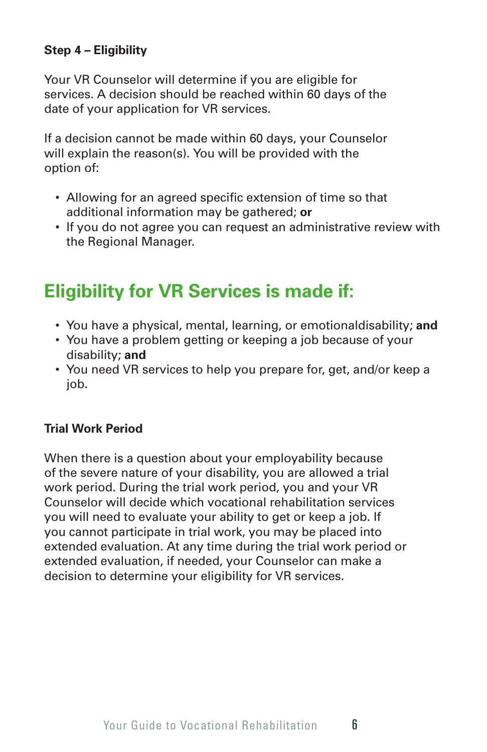**Step 4 – Eligibility**

Your VR Counselor will determine if you are eligible for services. A decision should be reached within 60 days of the date of your application for VR services.

If a decision cannot be made within 60 days, your Counselor will explain the reason(s). You will be provided with the option of:

- Allowing for an agreed specific extension of time so that additional information may be gathered; **or**
- If you do not agree you can request an administrative review with the Regional Manager.

## Eligibility for VR Services is made if:

- You have a physical, mental, learning, or emotionaldisability; **and**
- You have a problem getting or keeping a job because of your disability; **and**
- You need VR services to help you prepare for, get, and/or keep a job.

**Trial Work Period**

When there is a question about your employability because of the severe nature of your disability, you are allowed a trial work period. During the trial work period, you and your VR Counselor will decide which vocational rehabilitation services you will need to evaluate your ability to get or keep a job. If you cannot participate in trial work, you may be placed into extended evaluation. At any time during the trial work period or extended evaluation, if needed, your Counselor can make a decision to determine your eligibility for VR services.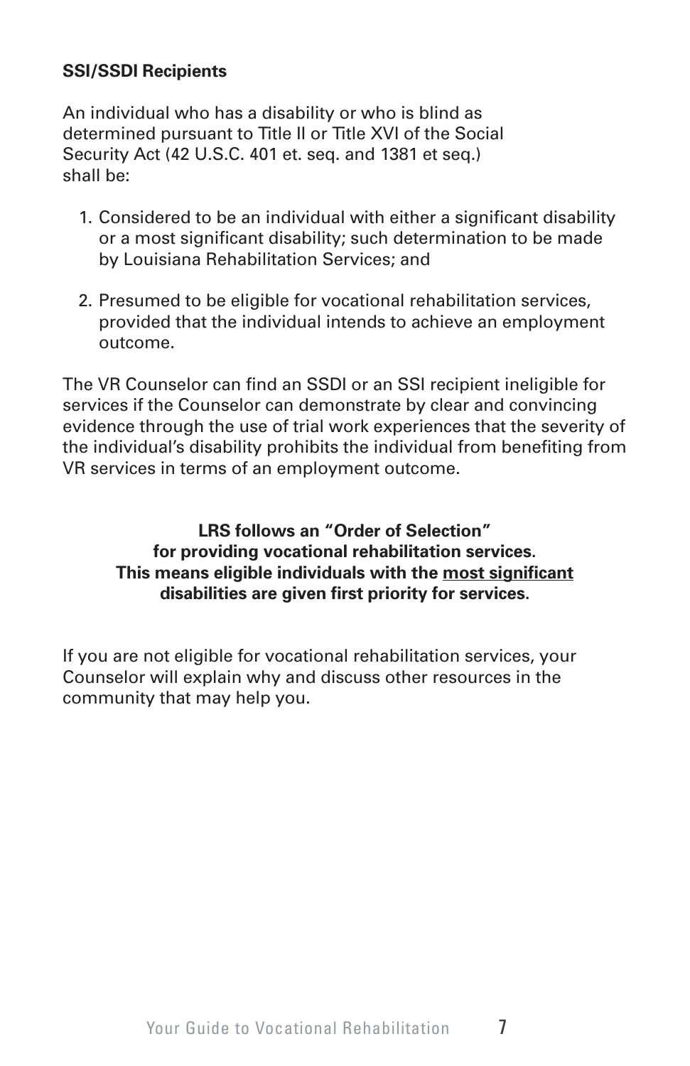**SSI/SSDI Recipients**

An individual who has a disability or who is blind as determined pursuant to Title II or Title XVI of the Social Security Act (42 U.S.C. 401 et. seq. and 1381 et seq.) shall be:

1. Considered to be an individual with either a significant disability or a most significant disability; such determination to be made by Louisiana Rehabilitation Services; and

2. Presumed to be eligible for vocational rehabilitation services, provided that the individual intends to achieve an employment outcome.

The VR Counselor can find an SSDI or an SSI recipient ineligible for services if the Counselor can demonstrate by clear and convincing evidence through the use of trial work experiences that the severity of the individual's disability prohibits the individual from benefiting from VR services in terms of an employment outcome.

**LRS follows an "Order of Selection" for providing vocational rehabilitation services. This means eligible individuals with the <u>most significant</u> disabilities are given first priority for services.**

If you are not eligible for vocational rehabilitation services, your Counselor will explain why and discuss other resources in the community that may help you.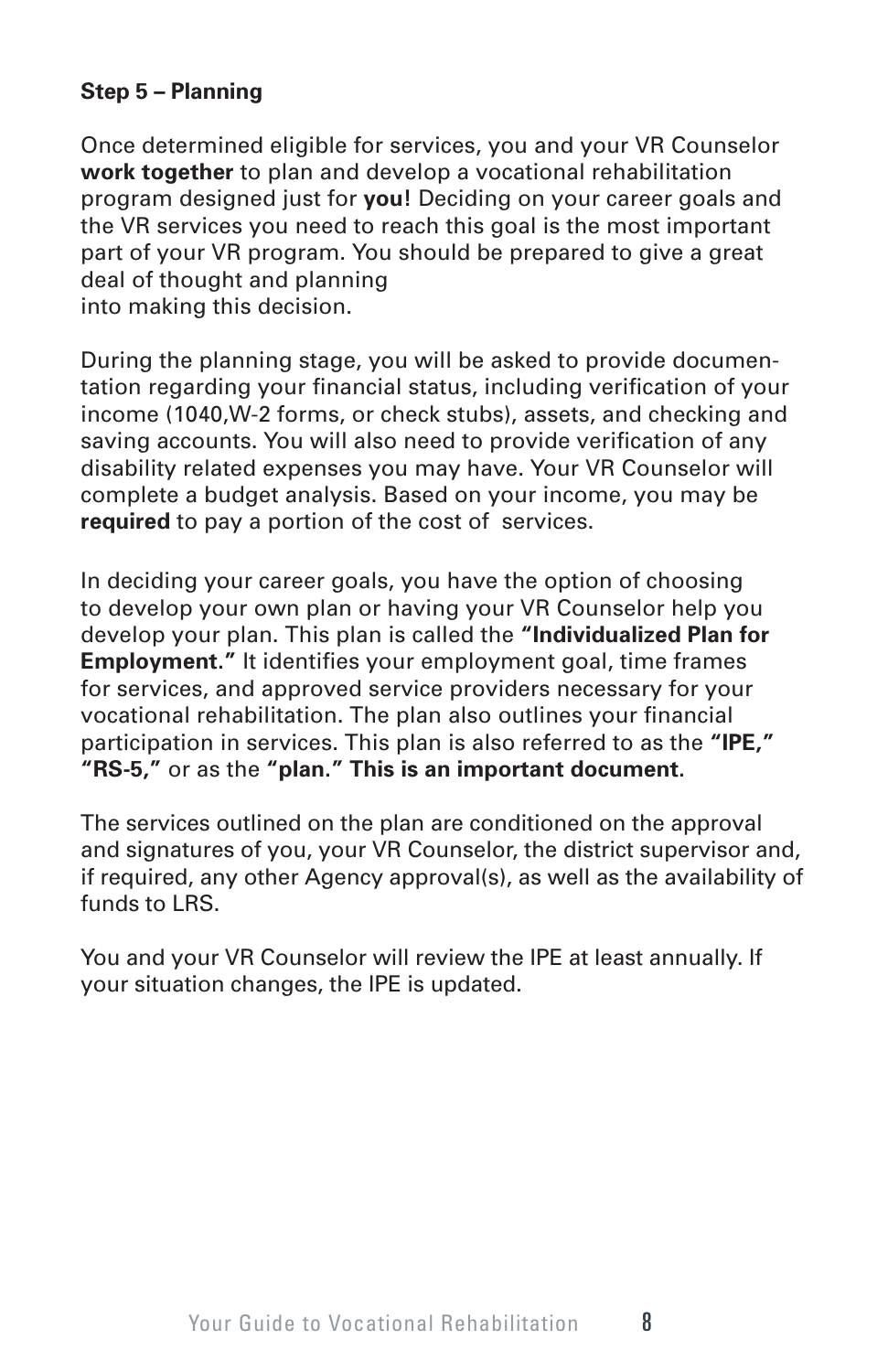**Step 5 – Planning**

Once determined eligible for services, you and your VR Counselor **work together** to plan and develop a vocational rehabilitation program designed just for **you!** Deciding on your career goals and the VR services you need to reach this goal is the most important part of your VR program. You should be prepared to give a great deal of thought and planning into making this decision.

During the planning stage, you will be asked to provide documentation regarding your financial status, including verification of your income (1040,W-2 forms, or check stubs), assets, and checking and saving accounts. You will also need to provide verification of any disability related expenses you may have. Your VR Counselor will complete a budget analysis. Based on your income, you may be **required** to pay a portion of the cost of services.

In deciding your career goals, you have the option of choosing to develop your own plan or having your VR Counselor help you develop your plan. This plan is called the **"Individualized Plan for Employment."** It identifies your employment goal, time frames for services, and approved service providers necessary for your vocational rehabilitation. The plan also outlines your financial participation in services. This plan is also referred to as the **"IPE," "RS-5,"** or as the **"plan." This is an important document.**

The services outlined on the plan are conditioned on the approval and signatures of you, your VR Counselor, the district supervisor and, if required, any other Agency approval(s), as well as the availability of funds to LRS.

You and your VR Counselor will review the IPE at least annually. If your situation changes, the IPE is updated.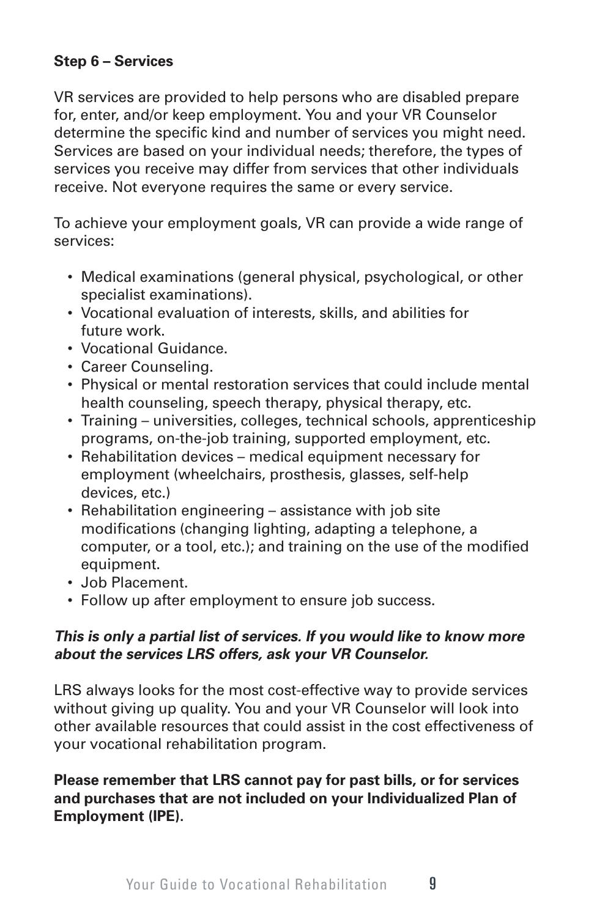**Step 6 – Services**

VR services are provided to help persons who are disabled prepare for, enter, and/or keep employment. You and your VR Counselor determine the specific kind and number of services you might need. Services are based on your individual needs; therefore, the types of services you receive may differ from services that other individuals receive. Not everyone requires the same or every service.

To achieve your employment goals, VR can provide a wide range of services:

- Medical examinations (general physical, psychological, or other specialist examinations).
- Vocational evaluation of interests, skills, and abilities for future work.
- Vocational Guidance.
- Career Counseling.
- Physical or mental restoration services that could include mental health counseling, speech therapy, physical therapy, etc.
- Training – universities, colleges, technical schools, apprenticeship programs, on-the-job training, supported employment, etc.
- Rehabilitation devices – medical equipment necessary for employment (wheelchairs, prosthesis, glasses, self-help devices, etc.)
- Rehabilitation engineering – assistance with job site modifications (changing lighting, adapting a telephone, a computer, or a tool, etc.); and training on the use of the modified equipment.
- Job Placement.
- Follow up after employment to ensure job success.

***This is only a partial list of services. If you would like to know more about the services LRS offers, ask your VR Counselor.***

LRS always looks for the most cost-effective way to provide services without giving up quality. You and your VR Counselor will look into other available resources that could assist in the cost effectiveness of your vocational rehabilitation program.

**Please remember that LRS cannot pay for past bills, or for services and purchases that are not included on your Individualized Plan of Employment (IPE).**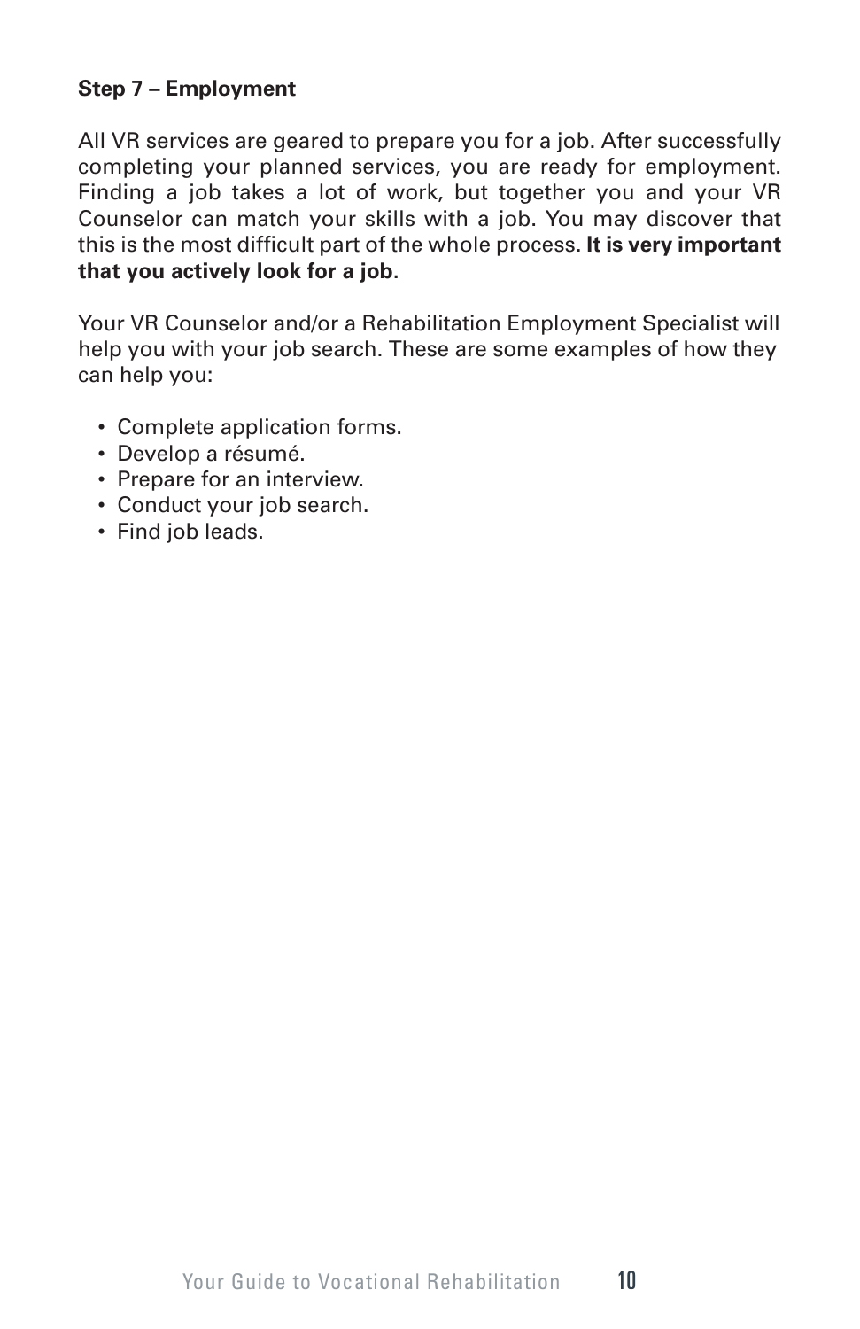**Step 7 – Employment**

All VR services are geared to prepare you for a job. After successfully completing your planned services, you are ready for employment. Finding a job takes a lot of work, but together you and your VR Counselor can match your skills with a job. You may discover that this is the most difficult part of the whole process. **It is very important that you actively look for a job.**

Your VR Counselor and/or a Rehabilitation Employment Specialist will help you with your job search. These are some examples of how they can help you:

- Complete application forms.
- Develop a résumé.
- Prepare for an interview.
- Conduct your job search.
- Find job leads.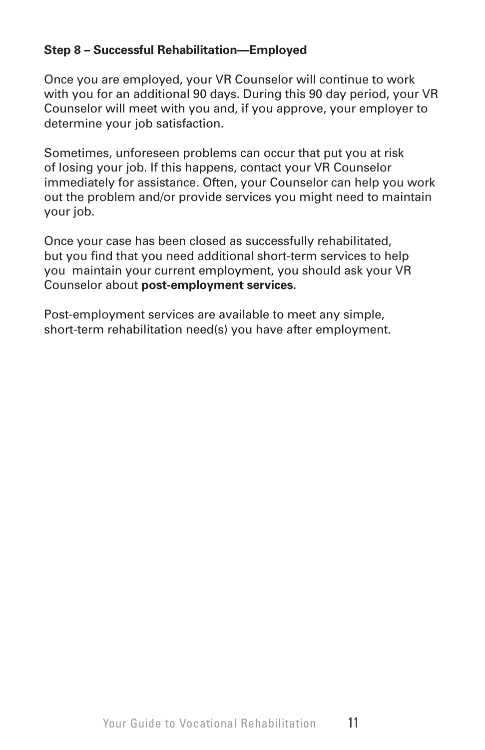**Step 8 – Successful Rehabilitation—Employed**

Once you are employed, your VR Counselor will continue to work with you for an additional 90 days. During this 90 day period, your VR Counselor will meet with you and, if you approve, your employer to determine your job satisfaction.

Sometimes, unforeseen problems can occur that put you at risk of losing your job. If this happens, contact your VR Counselor immediately for assistance. Often, your Counselor can help you work out the problem and/or provide services you might need to maintain your job.

Once your case has been closed as successfully rehabilitated, but you find that you need additional short-term services to help you maintain your current employment, you should ask your VR Counselor about **post-employment services.**

Post-employment services are available to meet any simple, short-term rehabilitation need(s) you have after employment.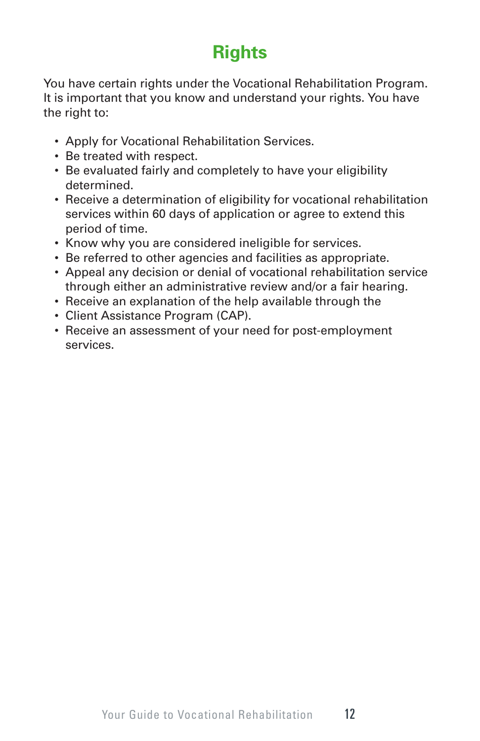# Rights

You have certain rights under the Vocational Rehabilitation Program. It is important that you know and understand your rights. You have the right to:

- Apply for Vocational Rehabilitation Services.
- Be treated with respect.
- Be evaluated fairly and completely to have your eligibility determined.
- Receive a determination of eligibility for vocational rehabilitation services within 60 days of application or agree to extend this period of time.
- Know why you are considered ineligible for services.
- Be referred to other agencies and facilities as appropriate.
- Appeal any decision or denial of vocational rehabilitation service through either an administrative review and/or a fair hearing.
- Receive an explanation of the help available through the
- Client Assistance Program (CAP).
- Receive an assessment of your need for post-employment services.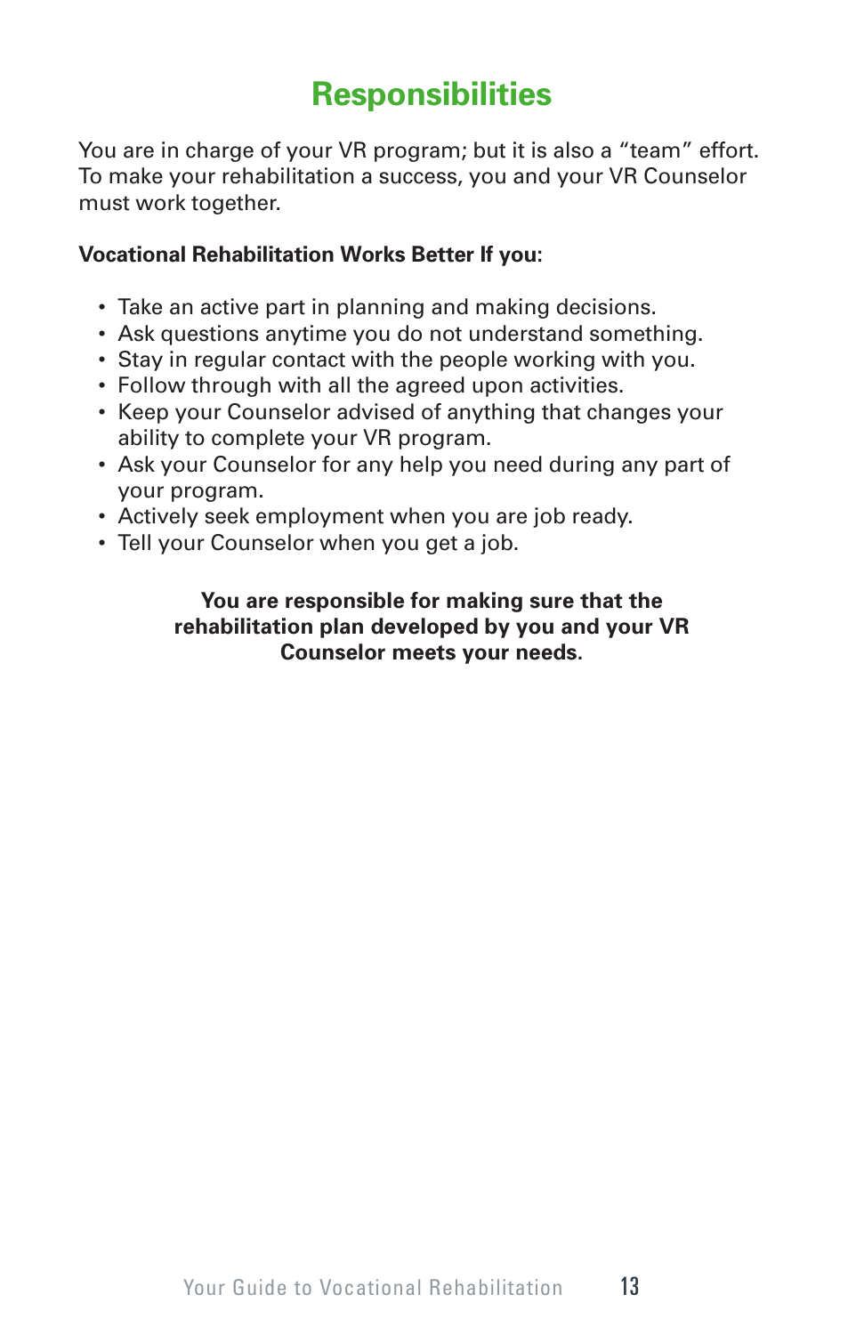# Responsibilities

You are in charge of your VR program; but it is also a "team" effort. To make your rehabilitation a success, you and your VR Counselor must work together.

**Vocational Rehabilitation Works Better If you:**

- Take an active part in planning and making decisions.
- Ask questions anytime you do not understand something.
- Stay in regular contact with the people working with you.
- Follow through with all the agreed upon activities.
- Keep your Counselor advised of anything that changes your ability to complete your VR program.
- Ask your Counselor for any help you need during any part of your program.
- Actively seek employment when you are job ready.
- Tell your Counselor when you get a job.

**You are responsible for making sure that the rehabilitation plan developed by you and your VR Counselor meets your needs.**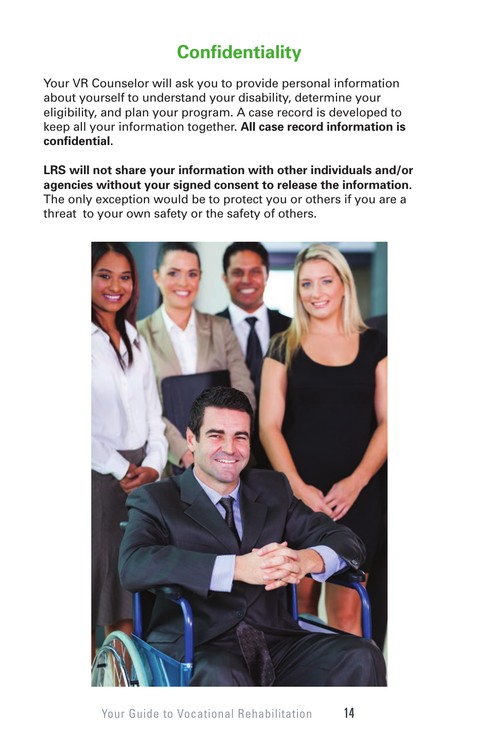# Confidentiality

Your VR Counselor will ask you to provide personal information about yourself to understand your disability, determine your eligibility, and plan your program. A case record is developed to keep all your information together. **All case record information is confidential.**

**LRS will not share your information with other individuals and/or agencies without your signed consent to release the information.** The only exception would be to protect you or others if you are a threat to your own safety or the safety of others.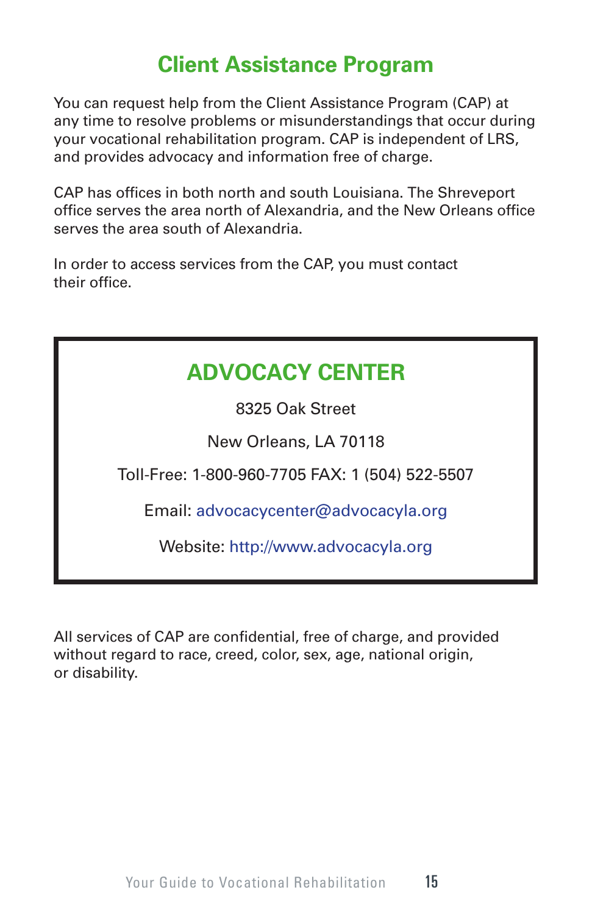# Client Assistance Program

You can request help from the Client Assistance Program (CAP) at any time to resolve problems or misunderstandings that occur during your vocational rehabilitation program. CAP is independent of LRS, and provides advocacy and information free of charge.

CAP has offices in both north and south Louisiana. The Shreveport office serves the area north of Alexandria, and the New Orleans office serves the area south of Alexandria.

In order to access services from the CAP, you must contact their office.

## ADVOCACY CENTER

8325 Oak Street

New Orleans, LA 70118

Toll-Free: 1-800-960-7705 FAX: 1 (504) 522-5507

Email: advocacycenter@advocacyla.org

Website: http://www.advocacyla.org

All services of CAP are confidential, free of charge, and provided without regard to race, creed, color, sex, age, national origin, or disability.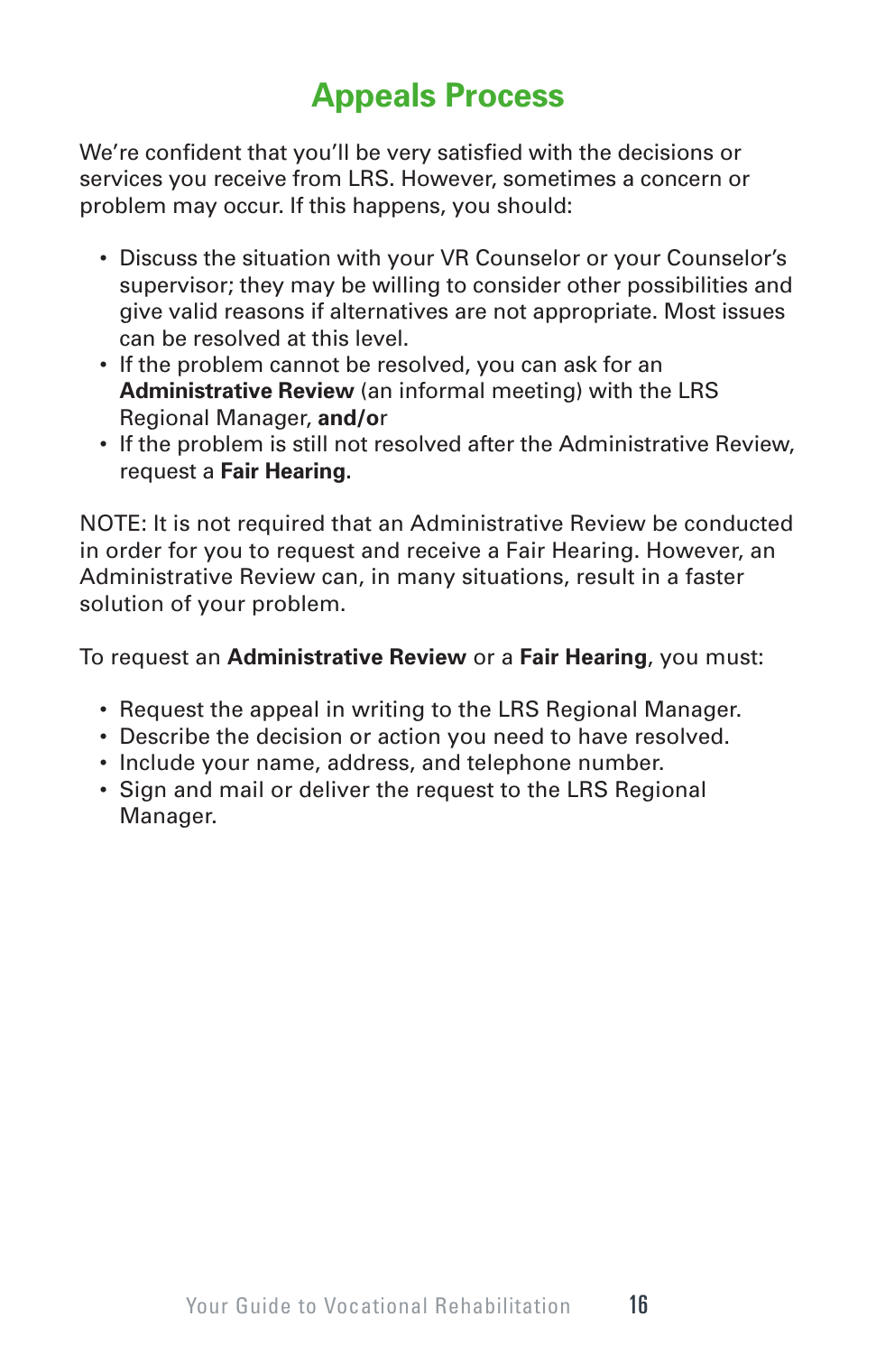# Appeals Process

We're confident that you'll be very satisfied with the decisions or services you receive from LRS. However, sometimes a concern or problem may occur. If this happens, you should:

- Discuss the situation with your VR Counselor or your Counselor's supervisor; they may be willing to consider other possibilities and give valid reasons if alternatives are not appropriate. Most issues can be resolved at this level.
- If the problem cannot be resolved, you can ask for an **Administrative Review** (an informal meeting) with the LRS Regional Manager, **and/or**
- If the problem is still not resolved after the Administrative Review, request a **Fair Hearing**.

NOTE: It is not required that an Administrative Review be conducted in order for you to request and receive a Fair Hearing. However, an Administrative Review can, in many situations, result in a faster solution of your problem.

To request an **Administrative Review** or a **Fair Hearing**, you must:

- Request the appeal in writing to the LRS Regional Manager.
- Describe the decision or action you need to have resolved.
- Include your name, address, and telephone number.
- Sign and mail or deliver the request to the LRS Regional Manager.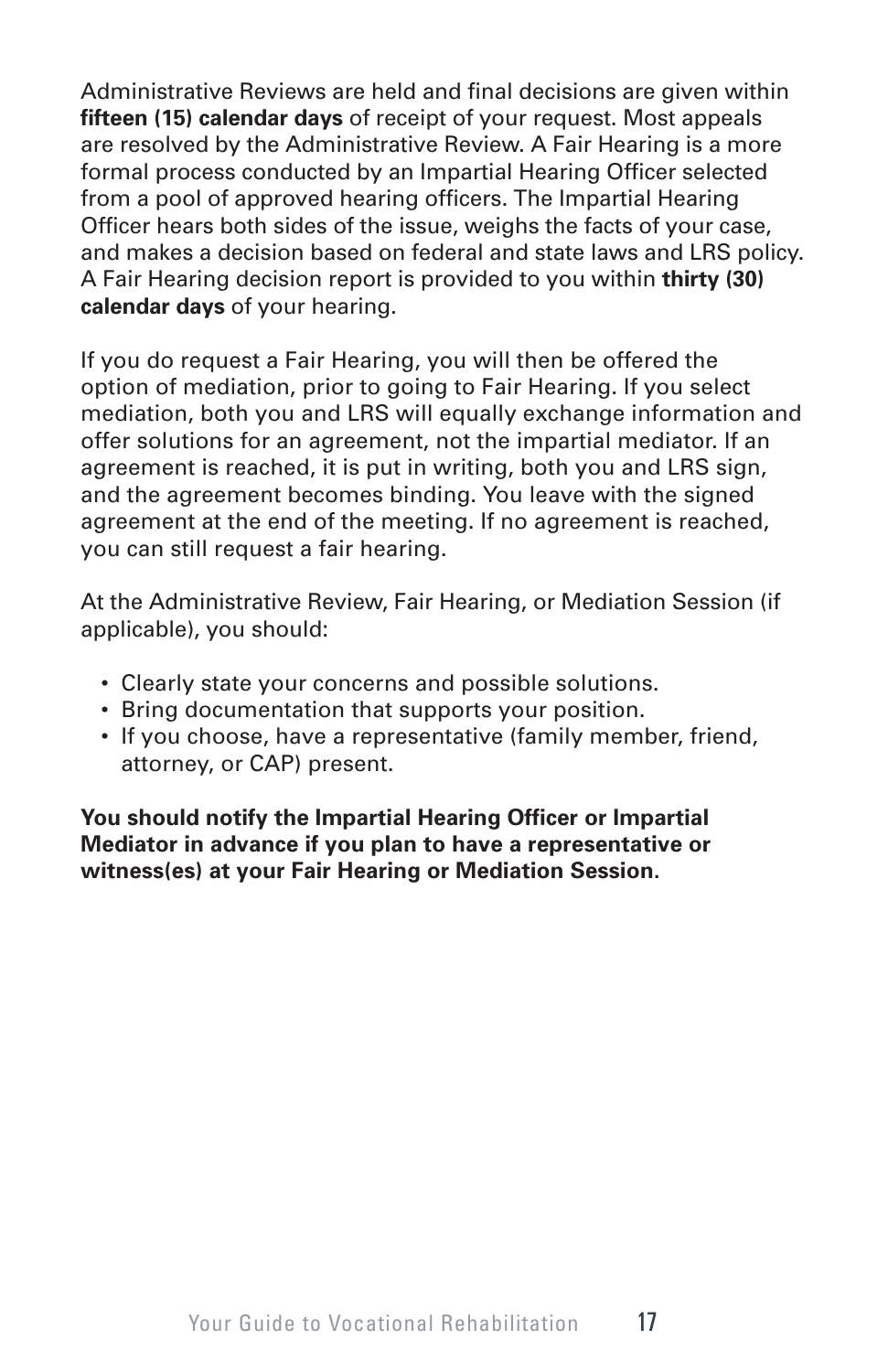Administrative Reviews are held and final decisions are given within **fifteen (15) calendar days** of receipt of your request. Most appeals are resolved by the Administrative Review. A Fair Hearing is a more formal process conducted by an Impartial Hearing Officer selected from a pool of approved hearing officers. The Impartial Hearing Officer hears both sides of the issue, weighs the facts of your case, and makes a decision based on federal and state laws and LRS policy. A Fair Hearing decision report is provided to you within **thirty (30) calendar days** of your hearing.

If you do request a Fair Hearing, you will then be offered the option of mediation, prior to going to Fair Hearing. If you select mediation, both you and LRS will equally exchange information and offer solutions for an agreement, not the impartial mediator. If an agreement is reached, it is put in writing, both you and LRS sign, and the agreement becomes binding. You leave with the signed agreement at the end of the meeting. If no agreement is reached, you can still request a fair hearing.

At the Administrative Review, Fair Hearing, or Mediation Session (if applicable), you should:

- Clearly state your concerns and possible solutions.
- Bring documentation that supports your position.
- If you choose, have a representative (family member, friend, attorney, or CAP) present.

**You should notify the Impartial Hearing Officer or Impartial Mediator in advance if you plan to have a representative or witness(es) at your Fair Hearing or Mediation Session.**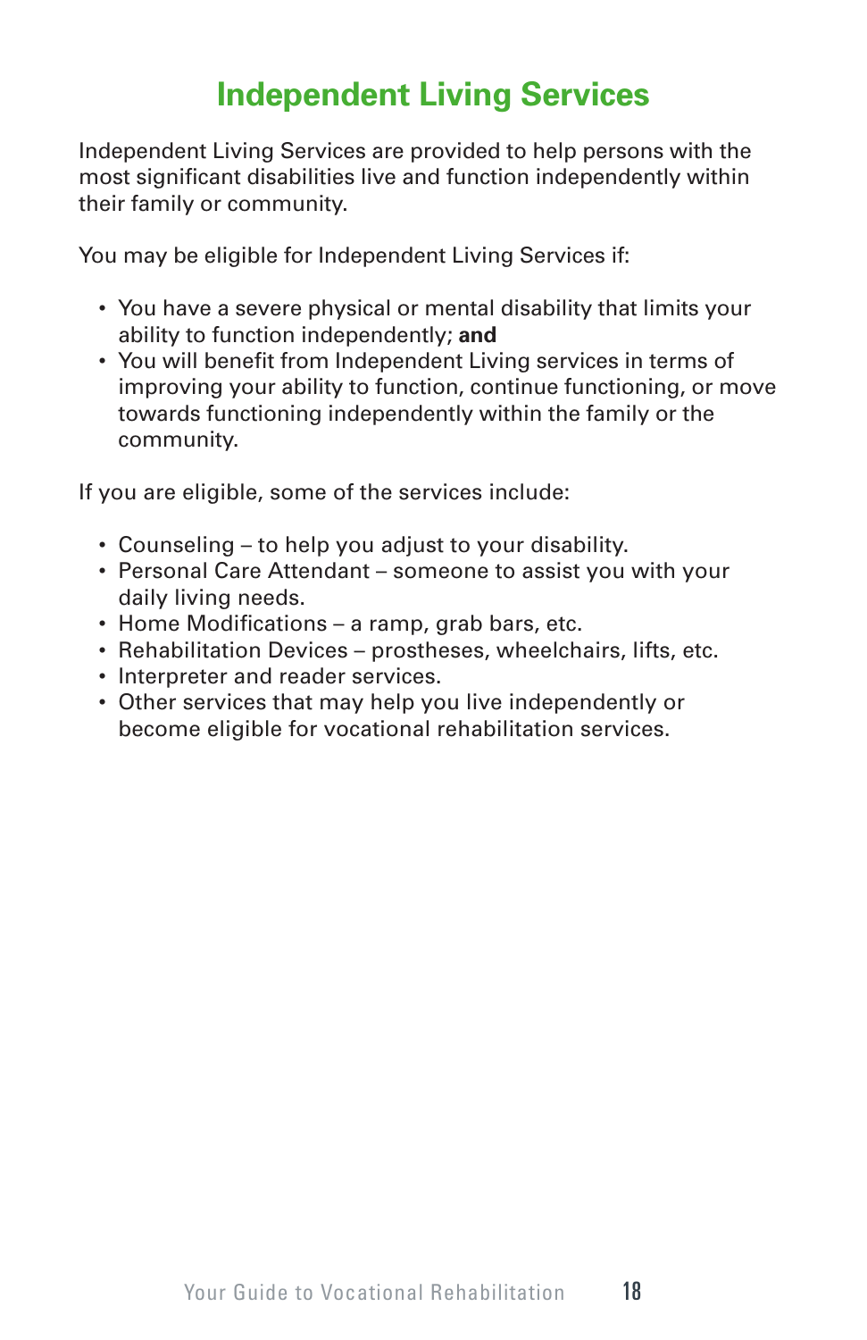# Independent Living Services

Independent Living Services are provided to help persons with the most significant disabilities live and function independently within their family or community.

You may be eligible for Independent Living Services if:

- You have a severe physical or mental disability that limits your ability to function independently; **and**
- You will benefit from Independent Living services in terms of improving your ability to function, continue functioning, or move towards functioning independently within the family or the community.

If you are eligible, some of the services include:

- Counseling – to help you adjust to your disability.
- Personal Care Attendant – someone to assist you with your daily living needs.
- Home Modifications – a ramp, grab bars, etc.
- Rehabilitation Devices – prostheses, wheelchairs, lifts, etc.
- Interpreter and reader services.
- Other services that may help you live independently or become eligible for vocational rehabilitation services.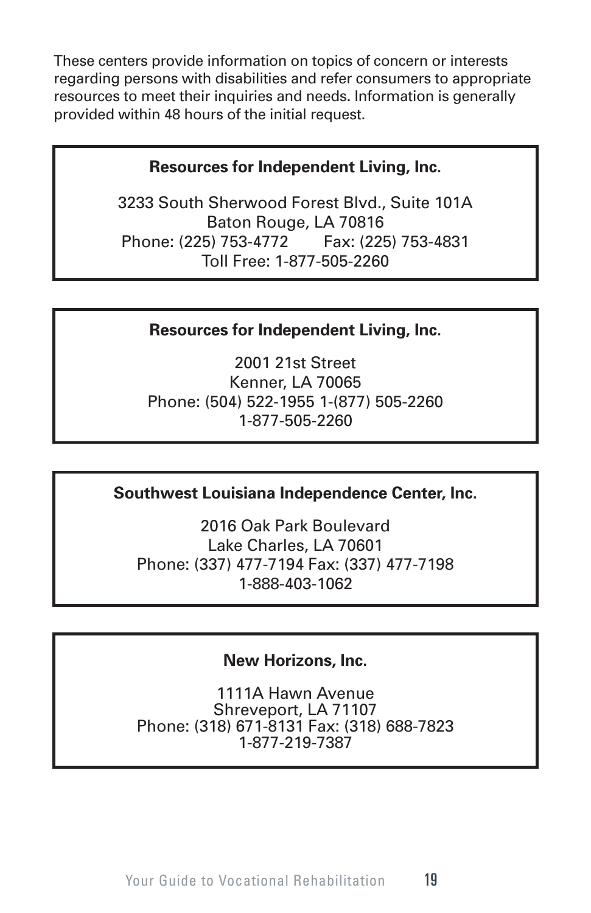These centers provide information on topics of concern or interests regarding persons with disabilities and refer consumers to appropriate resources to meet their inquiries and needs. Information is generally provided within 48 hours of the initial request.

**Resources for Independent Living, Inc.**

3233 South Sherwood Forest Blvd., Suite 101A
Baton Rouge, LA 70816
Phone: (225) 753-4772 Fax: (225) 753-4831
Toll Free: 1-877-505-2260

**Resources for Independent Living, Inc.**

2001 21st Street
Kenner, LA 70065
Phone: (504) 522-1955 1-(877) 505-2260
1-877-505-2260

**Southwest Louisiana Independence Center, Inc.**

2016 Oak Park Boulevard
Lake Charles, LA 70601
Phone: (337) 477-7194 Fax: (337) 477-7198
1-888-403-1062

**New Horizons, Inc.**

1111A Hawn Avenue
Shreveport, LA 71107
Phone: (318) 671-8131 Fax: (318) 688-7823
1-877-219-7387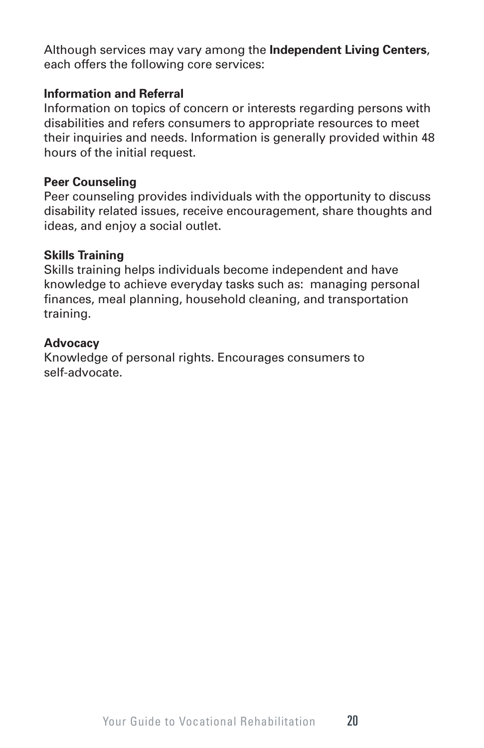Although services may vary among the **Independent Living Centers**, each offers the following core services:

**Information and Referral**
Information on topics of concern or interests regarding persons with disabilities and refers consumers to appropriate resources to meet their inquiries and needs. Information is generally provided within 48 hours of the initial request.

**Peer Counseling**
Peer counseling provides individuals with the opportunity to discuss disability related issues, receive encouragement, share thoughts and ideas, and enjoy a social outlet.

**Skills Training**
Skills training helps individuals become independent and have knowledge to achieve everyday tasks such as: managing personal finances, meal planning, household cleaning, and transportation training.

**Advocacy**
Knowledge of personal rights. Encourages consumers to self-advocate.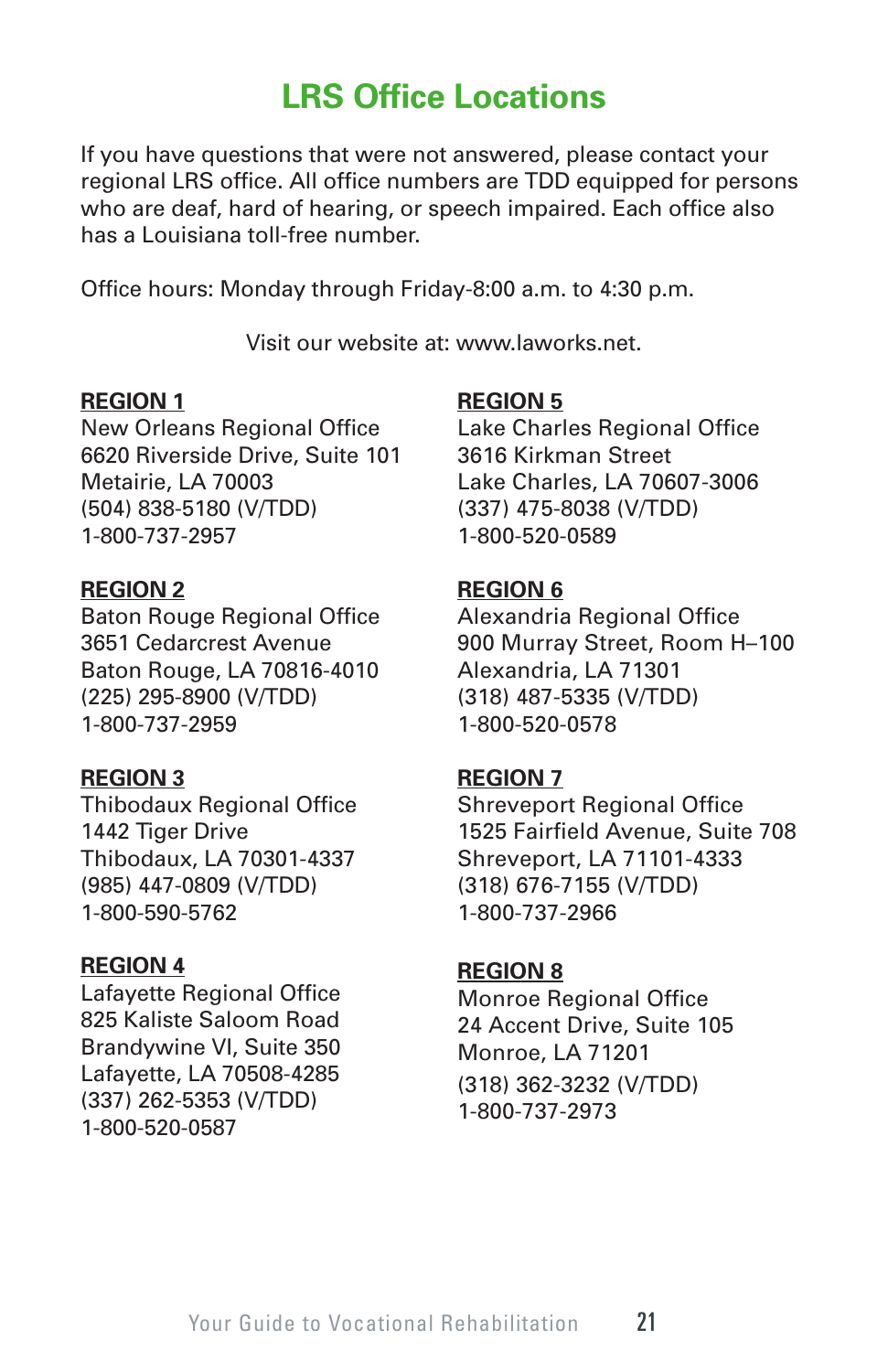# LRS Office Locations

If you have questions that were not answered, please contact your regional LRS office. All office numbers are TDD equipped for persons who are deaf, hard of hearing, or speech impaired. Each office also has a Louisiana toll-free number.

Office hours: Monday through Friday-8:00 a.m. to 4:30 p.m.

Visit our website at: www.laworks.net.

**REGION 1**
New Orleans Regional Office
6620 Riverside Drive, Suite 101
Metairie, LA 70003
(504) 838-5180 (V/TDD)
1-800-737-2957

**REGION 2**
Baton Rouge Regional Office
3651 Cedarcrest Avenue
Baton Rouge, LA 70816-4010
(225) 295-8900 (V/TDD)
1-800-737-2959

**REGION 3**
Thibodaux Regional Office
1442 Tiger Drive
Thibodaux, LA 70301-4337
(985) 447-0809 (V/TDD)
1-800-590-5762

**REGION 4**
Lafayette Regional Office
825 Kaliste Saloom Road
Brandywine VI, Suite 350
Lafayette, LA 70508-4285
(337) 262-5353 (V/TDD)
1-800-520-0587

**REGION 5**
Lake Charles Regional Office
3616 Kirkman Street
Lake Charles, LA 70607-3006
(337) 475-8038 (V/TDD)
1-800-520-0589

**REGION 6**
Alexandria Regional Office
900 Murray Street, Room H–100
Alexandria, LA 71301
(318) 487-5335 (V/TDD)
1-800-520-0578

**REGION 7**
Shreveport Regional Office
1525 Fairfield Avenue, Suite 708
Shreveport, LA 71101-4333
(318) 676-7155 (V/TDD)
1-800-737-2966

**REGION 8**
Monroe Regional Office
24 Accent Drive, Suite 105
Monroe, LA 71201
(318) 362-3232 (V/TDD)
1-800-737-2973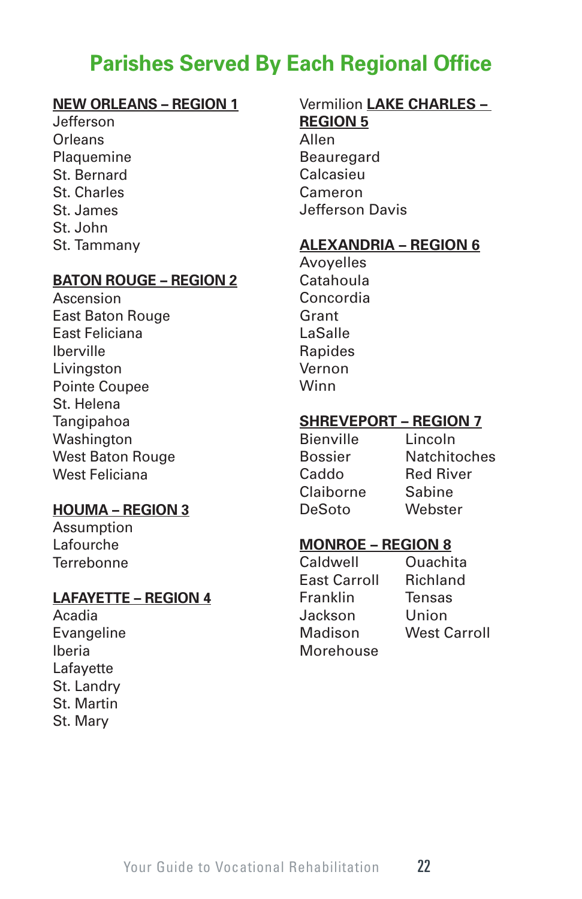# Parishes Served By Each Regional Office

**NEW ORLEANS – REGION 1**

Jefferson
Orleans
Plaquemine
St. Bernard
St. Charles
St. James
St. John
St. Tammany

**BATON ROUGE – REGION 2**

Ascension
East Baton Rouge
East Feliciana
Iberville
Livingston
Pointe Coupee
St. Helena
Tangipahoa
Washington
West Baton Rouge
West Feliciana

**HOUMA – REGION 3**

Assumption
Lafourche
Terrebonne

**LAFAYETTE – REGION 4**

Acadia
Evangeline
Iberia
Lafayette
St. Landry
St. Martin
St. Mary
Vermilion

**LAKE CHARLES – REGION 5**

Allen
Beauregard
Calcasieu
Cameron
Jefferson Davis

**ALEXANDRIA – REGION 6**

Avoyelles
Catahoula
Concordia
Grant
LaSalle
Rapides
Vernon
Winn

**SHREVEPORT – REGION 7**

Bienville
Bossier
Caddo
Claiborne
DeSoto
Lincoln
Natchitoches
Red River
Sabine
Webster

**MONROE – REGION 8**

Caldwell
East Carroll
Franklin
Jackson
Madison
Morehouse
Ouachita
Richland
Tensas
Union
West Carroll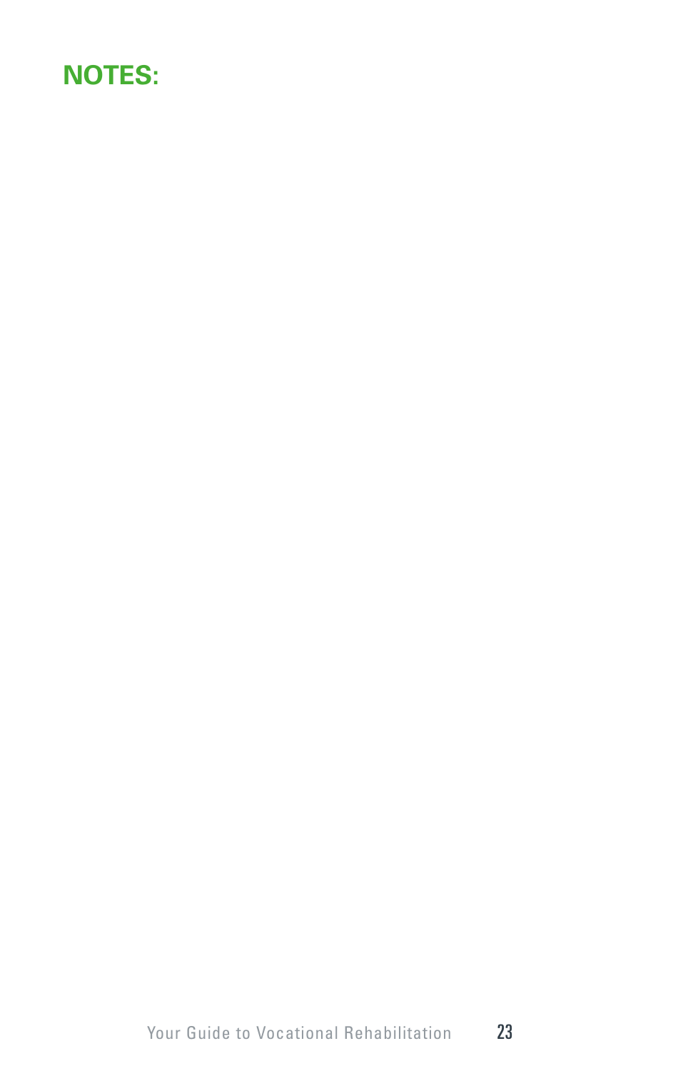# NOTES: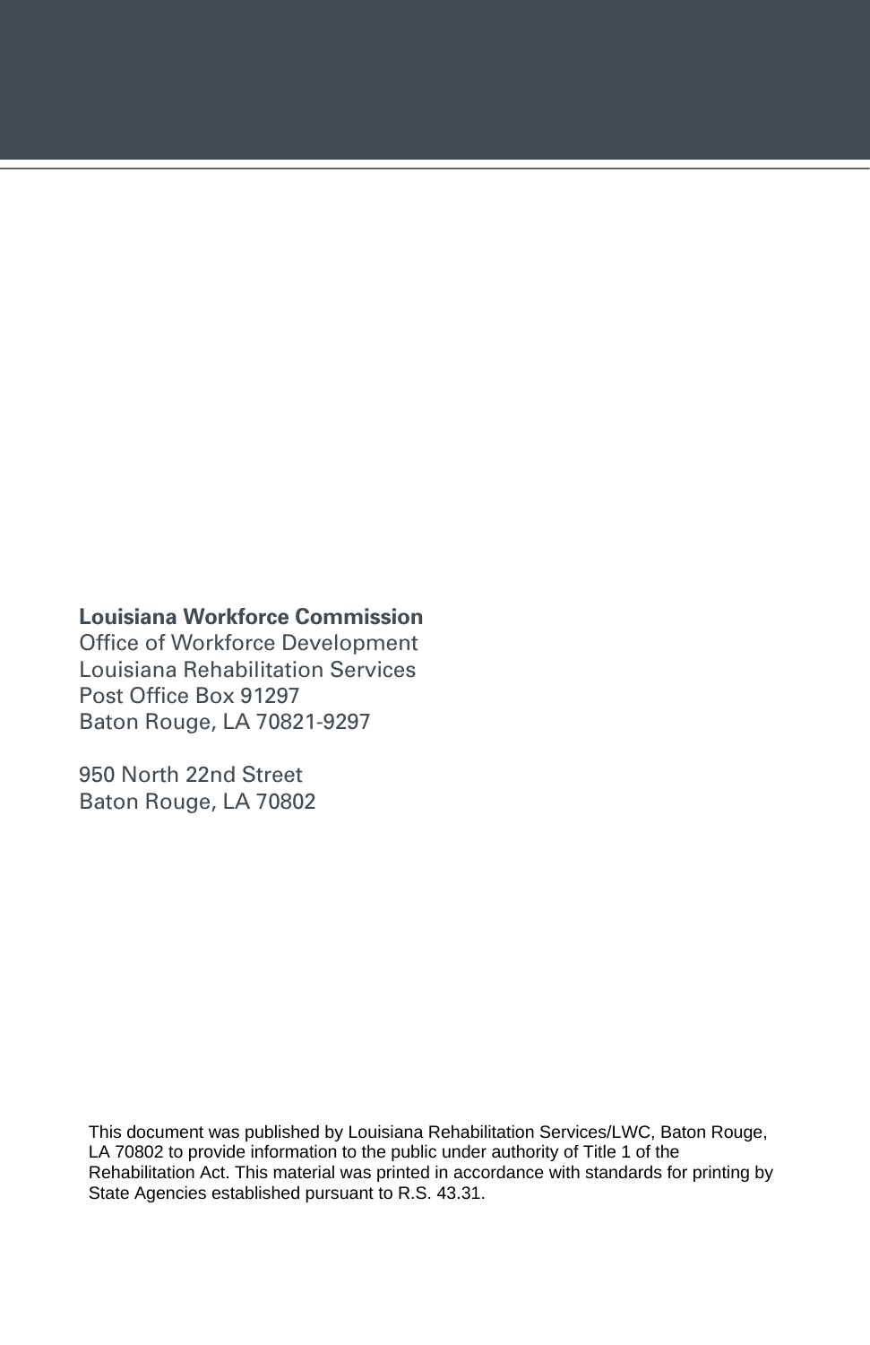**Louisiana Workforce Commission**
Office of Workforce Development
Louisiana Rehabilitation Services
Post Office Box 91297
Baton Rouge, LA 70821-9297

950 North 22nd Street
Baton Rouge, LA 70802

This document was published by Louisiana Rehabilitation Services/LWC, Baton Rouge, LA 70802 to provide information to the public under authority of Title 1 of the Rehabilitation Act. This material was printed in accordance with standards for printing by State Agencies established pursuant to R.S. 43.31.